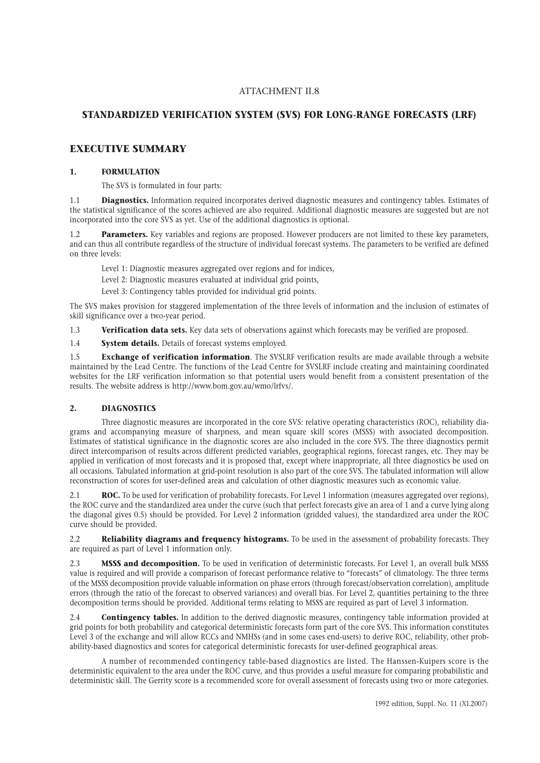ATTACHMENT II.8

# STANDARDIZED VERIFICATION SYSTEM (SVS) FOR LONG-RANGE FORECASTS (LRF)

## EXECUTIVE SUMMARY

### 1. FORMULATION

The SVS is formulated in four parts:

1.1 **Diagnostics.** Information required incorporates derived diagnostic measures and contingency tables. Estimates of the statistical significance of the scores achieved are also required. Additional diagnostic measures are suggested but are not incorporated into the core SVS as yet. Use of the additional diagnostics is optional.

1.2 **Parameters.** Key variables and regions are proposed. However producers are not limited to these key parameters, and can thus all contribute regardless of the structure of individual forecast systems. The parameters to be verified are defined on three levels:

Level 1: Diagnostic measures aggregated over regions and for indices,

Level 2: Diagnostic measures evaluated at individual grid points,

Level 3: Contingency tables provided for individual grid points.

The SVS makes provision for staggered implementation of the three levels of information and the inclusion of estimates of skill significance over a two-year period.

1.3 **Verification data sets.** Key data sets of observations against which forecasts may be verified are proposed.

1.4 **System details.** Details of forecast systems employed.

1.5 **Exchange of verification information**. The SVSLRF verification results are made available through a website maintained by the Lead Centre. The functions of the Lead Centre for SVSLRF include creating and maintaining coordinated websites for the LRF verification information so that potential users would benefit from a consistent presentation of the results. The website address is http://www.bom.gov.au/wmo/lrfvs/.

### 2. DIAGNOSTICS

Three diagnostic measures are incorporated in the core SVS: relative operating characteristics (ROC), reliability diagrams and accompanying measure of sharpness, and mean square skill scores (MSSS) with associated decomposition. Estimates of statistical significance in the diagnostic scores are also included in the core SVS. The three diagnostics permit direct intercomparison of results across different predicted variables, geographical regions, forecast ranges, etc. They may be applied in verification of most forecasts and it is proposed that, except where inappropriate, all three diagnostics be used on all occasions. Tabulated information at grid-point resolution is also part of the core SVS. The tabulated information will allow reconstruction of scores for user-defined areas and calculation of other diagnostic measures such as economic value.

2.1 **ROC.** To be used for verification of probability forecasts. For Level 1 information (measures aggregated over regions), the ROC curve and the standardized area under the curve (such that perfect forecasts give an area of 1 and a curve lying along the diagonal gives 0.5) should be provided. For Level 2 information (gridded values), the standardized area under the ROC curve should be provided.

2.2 **Reliability diagrams and frequency histograms.** To be used in the assessment of probability forecasts. They are required as part of Level 1 information only.

2.3 **MSSS and decomposition.** To be used in verification of deterministic forecasts. For Level 1, an overall bulk MSSS value is required and will provide a comparison of forecast performance relative to "forecasts" of climatology. The three terms of the MSSS decomposition provide valuable information on phase errors (through forecast/observation correlation), amplitude errors (through the ratio of the forecast to observed variances) and overall bias. For Level 2, quantities pertaining to the three decomposition terms should be provided. Additional terms relating to MSSS are required as part of Level 3 information.

2.4 **Contingency tables.** In addition to the derived diagnostic measures, contingency table information provided at grid points for both probability and categorical deterministic forecasts form part of the core SVS. This information constitutes Level 3 of the exchange and will allow RCCs and NMHSs (and in some cases end-users) to derive ROC, reliability, other probability-based diagnostics and scores for categorical deterministic forecasts for user-defined geographical areas.

A number of recommended contingency table-based diagnostics are listed. The Hanssen-Kuipers score is the deterministic equivalent to the area under the ROC curve, and thus provides a useful measure for comparing probabilistic and deterministic skill. The Gerrity score is a recommended score for overall assessment of forecasts using two or more categories.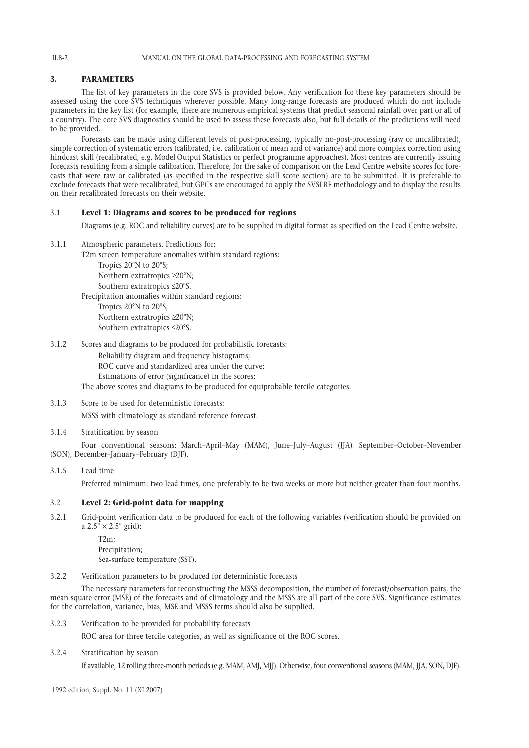## 3. PARAMETERS

The list of key parameters in the core SVS is provided below. Any verification for these key parameters should be assessed using the core SVS techniques wherever possible. Many long-range forecasts are produced which do not include parameters in the key list (for example, there are numerous empirical systems that predict seasonal rainfall over part or all of a country). The core SVS diagnostics should be used to assess these forecasts also, but full details of the predictions will need to be provided.

Forecasts can be made using different levels of post-processing, typically no-post-processing (raw or uncalibrated), simple correction of systematic errors (calibrated, i.e. calibration of mean and of variance) and more complex correction using hindcast skill (recalibrated, e.g. Model Output Statistics or perfect programme approaches). Most centres are currently issuing forecasts resulting from a simple calibration. Therefore, for the sake of comparison on the Lead Centre website scores for forecasts that were raw or calibrated (as specified in the respective skill score section) are to be submitted. It is preferable to exclude forecasts that were recalibrated, but GPCs are encouraged to apply the SVSLRF methodology and to display the results on their recalibrated forecasts on their website.

### 3.1 Level 1: Diagrams and scores to be produced for regions

Diagrams (e.g. ROC and reliability curves) are to be supplied in digital format as specified on the Lead Centre website.

3.1.1 Atmospheric parameters. Predictions for:

T2m screen temperature anomalies within standard regions:

- Tropics 20°N to 20°S;
- Northern extratropics ≥20°N;
- Southern extratropics ≤20°S.

Precipitation anomalies within standard regions:

- Tropics 20°N to 20°S;
- Northern extratropics ≥20°N;
- Southern extratropics ≤20°S.

3.1.2 Scores and diagrams to be produced for probabilistic forecasts:

- Reliability diagram and frequency histograms;
- ROC curve and standardized area under the curve;
- Estimations of error (significance) in the scores;

The above scores and diagrams to be produced for equiprobable tercile categories.

3.1.3 Score to be used for deterministic forecasts:

MSSS with climatology as standard reference forecast.

3.1.4 Stratification by season

Four conventional seasons: March–April–May (MAM), June–July–August (JJA), September–October–November (SON), December–January–February (DJF).

3.1.5 Lead time

Preferred minimum: two lead times, one preferably to be two weeks or more but neither greater than four months.

### 3.2 Level 2: Grid-point data for mapping

3.2.1 Grid-point verification data to be produced for each of the following variables (verification should be provided on a 2.5° × 2.5° grid):

- T2m;
- Precipitation;
- Sea-surface temperature (SST).

3.2.2 Verification parameters to be produced for deterministic forecasts

The necessary parameters for reconstructing the MSSS decomposition, the number of forecast/observation pairs, the mean square error (MSE) of the forecasts and of climatology and the MSSS are all part of the core SVS. Significance estimates for the correlation, variance, bias, MSE and MSSS terms should also be supplied.

3.2.3 Verification to be provided for probability forecasts

ROC area for three tercile categories, as well as significance of the ROC scores.

3.2.4 Stratification by season

If available, 12 rolling three-month periods (e.g. MAM, AMJ, MJJ). Otherwise, four conventional seasons (MAM, JJA, SON, DJF).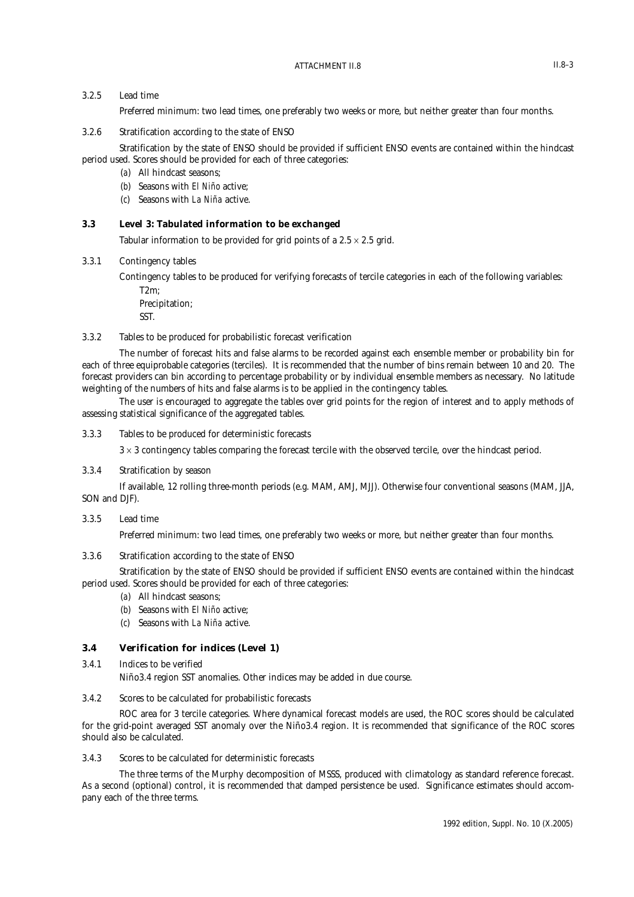3.2.5 Lead time

Preferred minimum: two lead times, one preferably two weeks or more, but neither greater than four months.

3.2.6 Stratification according to the state of ENSO

Stratification by the state of ENSO should be provided if sufficient ENSO events are contained within the hindcast period used. Scores should be provided for each of three categories:

(a) All hindcast seasons;
(b) Seasons with *El Niño* active;
(c) Seasons with *La Niña* active.

### 3.3 Level 3: Tabulated information to be exchanged

Tabular information to be provided for grid points of a $2.5 \times 2.5$ grid.

3.3.1 Contingency tables

Contingency tables to be produced for verifying forecasts of tercile categories in each of the following variables:

T2m;
Precipitation;
SST.

3.3.2 Tables to be produced for probabilistic forecast verification

The number of forecast hits and false alarms to be recorded against each ensemble member or probability bin for each of three equiprobable categories (terciles). It is recommended that the number of bins remain between 10 and 20. The forecast providers can bin according to percentage probability or by individual ensemble members as necessary. No latitude weighting of the numbers of hits and false alarms is to be applied in the contingency tables.

The user is encouraged to aggregate the tables over grid points for the region of interest and to apply methods of assessing statistical significance of the aggregated tables.

3.3.3 Tables to be produced for deterministic forecasts

$3 \times 3$ contingency tables comparing the forecast tercile with the observed tercile, over the hindcast period.

3.3.4 Stratification by season

If available, 12 rolling three-month periods (e.g. MAM, AMJ, MJJ). Otherwise four conventional seasons (MAM, JJA, SON and DJF).

3.3.5 Lead time

Preferred minimum: two lead times, one preferably two weeks or more, but neither greater than four months.

3.3.6 Stratification according to the state of ENSO

Stratification by the state of ENSO should be provided if sufficient ENSO events are contained within the hindcast period used. Scores should be provided for each of three categories:

(a) All hindcast seasons;
(b) Seasons with *El Niño* active;
(c) Seasons with *La Niña* active.

### 3.4 Verification for indices (Level 1)

3.4.1 Indices to be verified

Niño3.4 region SST anomalies. Other indices may be added in due course.

3.4.2 Scores to be calculated for probabilistic forecasts

ROC area for 3 tercile categories. Where dynamical forecast models are used, the ROC scores should be calculated for the grid-point averaged SST anomaly over the Niño3.4 region. It is recommended that significance of the ROC scores should also be calculated.

3.4.3 Scores to be calculated for deterministic forecasts

The three terms of the Murphy decomposition of MSSS, produced with climatology as standard reference forecast. As a second (optional) control, it is recommended that damped persistence be used. Significance estimates should accompany each of the three terms.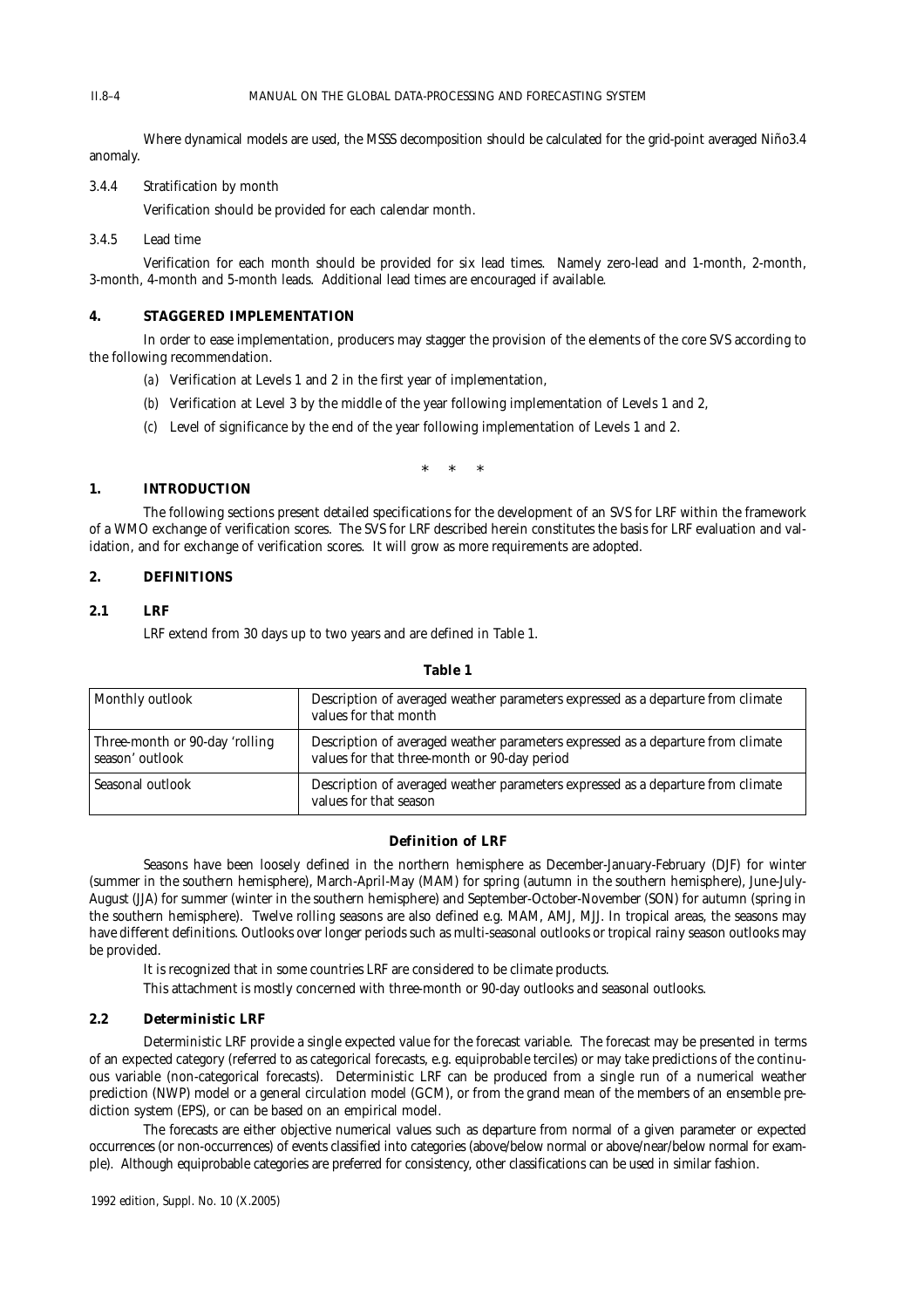Where dynamical models are used, the MSSS decomposition should be calculated for the grid-point averaged Niño3.4 anomaly.

3.4.4 Stratification by month

Verification should be provided for each calendar month.

3.4.5 Lead time

Verification for each month should be provided for six lead times. Namely zero-lead and 1-month, 2-month, 3-month, 4-month and 5-month leads. Additional lead times are encouraged if available.

## 4. STAGGERED IMPLEMENTATION

In order to ease implementation, producers may stagger the provision of the elements of the core SVS according to the following recommendation.

(a) Verification at Levels 1 and 2 in the first year of implementation,

(b) Verification at Level 3 by the middle of the year following implementation of Levels 1 and 2,

(c) Level of significance by the end of the year following implementation of Levels 1 and 2.

\* \* \*

## 1. INTRODUCTION

The following sections present detailed specifications for the development of an SVS for LRF within the framework of a WMO exchange of verification scores. The SVS for LRF described herein constitutes the basis for LRF evaluation and validation, and for exchange of verification scores. It will grow as more requirements are adopted.

## 2. DEFINITIONS

### 2.1 LRF

LRF extend from 30 days up to two years and are defined in Table 1.

**Table 1**

| Monthly outlook | Description of averaged weather parameters expressed as a departure from climate values for that month |
|---|---|
| Three-month or 90-day 'rolling season' outlook | Description of averaged weather parameters expressed as a departure from climate values for that three-month or 90-day period |
| Seasonal outlook | Description of averaged weather parameters expressed as a departure from climate values for that season |

**Definition of LRF**

Seasons have been loosely defined in the northern hemisphere as December-January-February (DJF) for winter (summer in the southern hemisphere), March-April-May (MAM) for spring (autumn in the southern hemisphere), June-July-August (JJA) for summer (winter in the southern hemisphere) and September-October-November (SON) for autumn (spring in the southern hemisphere). Twelve rolling seasons are also defined e.g. MAM, AMJ, MJJ. In tropical areas, the seasons may have different definitions. Outlooks over longer periods such as multi-seasonal outlooks or tropical rainy season outlooks may be provided.

It is recognized that in some countries LRF are considered to be climate products.

This attachment is mostly concerned with three-month or 90-day outlooks and seasonal outlooks.

### 2.2 Deterministic LRF

Deterministic LRF provide a single expected value for the forecast variable. The forecast may be presented in terms of an expected category (referred to as categorical forecasts, e.g. equiprobable terciles) or may take predictions of the continuous variable (non-categorical forecasts). Deterministic LRF can be produced from a single run of a numerical weather prediction (NWP) model or a general circulation model (GCM), or from the grand mean of the members of an ensemble prediction system (EPS), or can be based on an empirical model.

The forecasts are either objective numerical values such as departure from normal of a given parameter or expected occurrences (or non-occurrences) of events classified into categories (above/below normal or above/near/below normal for example). Although equiprobable categories are preferred for consistency, other classifications can be used in similar fashion.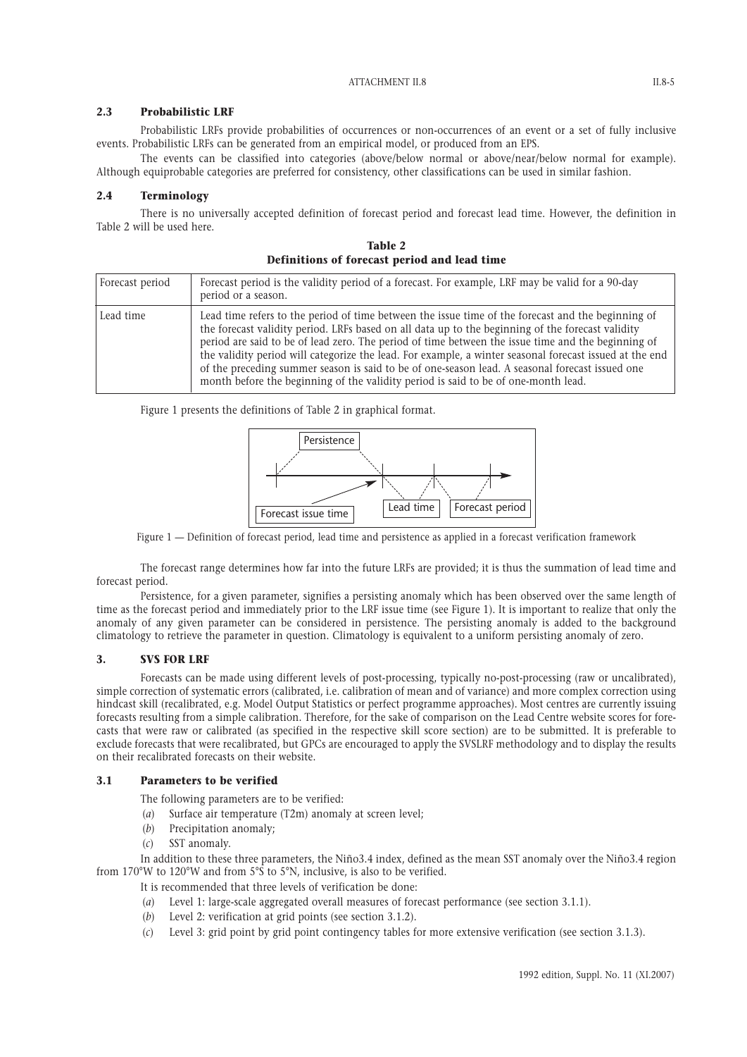### 2.3 Probabilistic LRF

Probabilistic LRFs provide probabilities of occurrences or non-occurrences of an event or a set of fully inclusive events. Probabilistic LRFs can be generated from an empirical model, or produced from an EPS.

The events can be classified into categories (above/below normal or above/near/below normal for example). Although equiprobable categories are preferred for consistency, other classifications can be used in similar fashion.

### 2.4 Terminology

There is no universally accepted definition of forecast period and forecast lead time. However, the definition in Table 2 will be used here.

**Table 2**
**Definitions of forecast period and lead time**

| | |
|---|---|
| Forecast period | Forecast period is the validity period of a forecast. For example, LRF may be valid for a 90-day period or a season. |
| Lead time | Lead time refers to the period of time between the issue time of the forecast and the beginning of the forecast validity period. LRFs based on all data up to the beginning of the forecast validity period are said to be of lead zero. The period of time between the issue time and the beginning of the validity period will categorize the lead. For example, a winter seasonal forecast issued at the end of the preceding summer season is said to be of one-season lead. A seasonal forecast issued one month before the beginning of the validity period is said to be of one-month lead. |

Figure 1 presents the definitions of Table 2 in graphical format.

Figure 1 — Definition of forecast period, lead time and persistence as applied in a forecast verification framework

The forecast range determines how far into the future LRFs are provided; it is thus the summation of lead time and forecast period.

Persistence, for a given parameter, signifies a persisting anomaly which has been observed over the same length of time as the forecast period and immediately prior to the LRF issue time (see Figure 1). It is important to realize that only the anomaly of any given parameter can be considered in persistence. The persisting anomaly is added to the background climatology to retrieve the parameter in question. Climatology is equivalent to a uniform persisting anomaly of zero.

## 3. SVS FOR LRF

Forecasts can be made using different levels of post-processing, typically no-post-processing (raw or uncalibrated), simple correction of systematic errors (calibrated, i.e. calibration of mean and of variance) and more complex correction using hindcast skill (recalibrated, e.g. Model Output Statistics or perfect programme approaches). Most centres are currently issuing forecasts resulting from a simple calibration. Therefore, for the sake of comparison on the Lead Centre website scores for forecasts that were raw or calibrated (as specified in the respective skill score section) are to be submitted. It is preferable to exclude forecasts that were recalibrated, but GPCs are encouraged to apply the SVSLRF methodology and to display the results on their recalibrated forecasts on their website.

### 3.1 Parameters to be verified

The following parameters are to be verified:

(*a*) Surface air temperature (T2m) anomaly at screen level;
(*b*) Precipitation anomaly;
(*c*) SST anomaly.

In addition to these three parameters, the Niño3.4 index, defined as the mean SST anomaly over the Niño3.4 region from 170°W to 120°W and from 5°S to 5°N, inclusive, is also to be verified.

It is recommended that three levels of verification be done:

(*a*) Level 1: large-scale aggregated overall measures of forecast performance (see section 3.1.1).
(*b*) Level 2: verification at grid points (see section 3.1.2).
(*c*) Level 3: grid point by grid point contingency tables for more extensive verification (see section 3.1.3).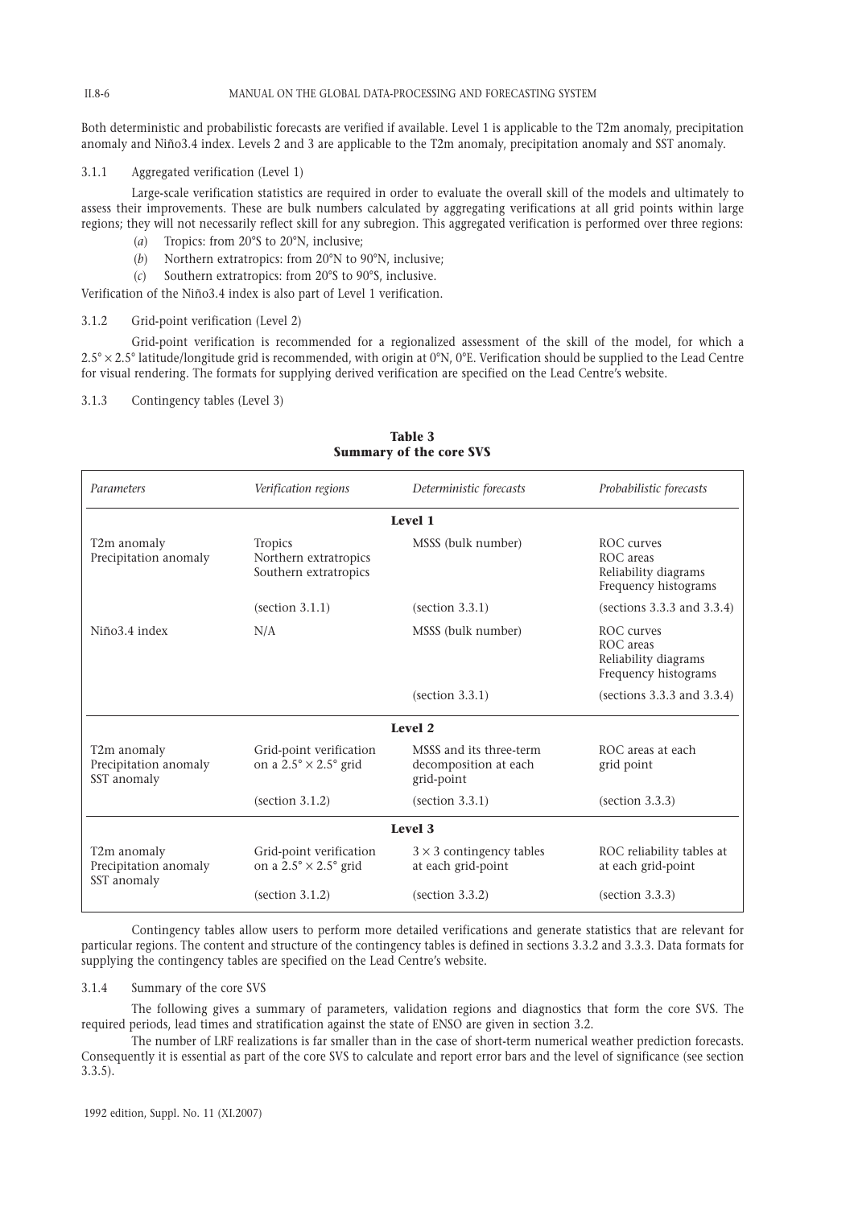Both deterministic and probabilistic forecasts are verified if available. Level 1 is applicable to the T2m anomaly, precipitation anomaly and Niño3.4 index. Levels 2 and 3 are applicable to the T2m anomaly, precipitation anomaly and SST anomaly.

### 3.1.1 Aggregated verification (Level 1)

Large-scale verification statistics are required in order to evaluate the overall skill of the models and ultimately to assess their improvements. These are bulk numbers calculated by aggregating verifications at all grid points within large regions; they will not necessarily reflect skill for any subregion. This aggregated verification is performed over three regions:

(*a*) Tropics: from 20°S to 20°N, inclusive;

(*b*) Northern extratropics: from 20°N to 90°N, inclusive;

(*c*) Southern extratropics: from 20°S to 90°S, inclusive.

Verification of the Niño3.4 index is also part of Level 1 verification.

### 3.1.2 Grid-point verification (Level 2)

Grid-point verification is recommended for a regionalized assessment of the skill of the model, for which a 2.5° × 2.5° latitude/longitude grid is recommended, with origin at 0°N, 0°E. Verification should be supplied to the Lead Centre for visual rendering. The formats for supplying derived verification are specified on the Lead Centre's website.

### 3.1.3 Contingency tables (Level 3)

**Table 3**
**Summary of the core SVS**

| *Parameters* | *Verification regions* | *Deterministic forecasts* | *Probabilistic forecasts* |
|---|---|---|---|
| | | **Level 1** | |
| T2m anomaly<br>Precipitation anomaly | Tropics<br>Northern extratropics<br>Southern extratropics | MSSS (bulk number) | ROC curves<br>ROC areas<br>Reliability diagrams<br>Frequency histograms |
| | (section 3.1.1) | (section 3.3.1) | (sections 3.3.3 and 3.3.4) |
| Niño3.4 index | N/A | MSSS (bulk number) | ROC curves<br>ROC areas<br>Reliability diagrams<br>Frequency histograms |
| | | (section 3.3.1) | (sections 3.3.3 and 3.3.4) |
| | | **Level 2** | |
| T2m anomaly<br>Precipitation anomaly<br>SST anomaly | Grid-point verification on a 2.5° × 2.5° grid | MSSS and its three-term decomposition at each grid-point | ROC areas at each grid point |
| | (section 3.1.2) | (section 3.3.1) | (section 3.3.3) |
| | | **Level 3** | |
| T2m anomaly<br>Precipitation anomaly<br>SST anomaly | Grid-point verification on a 2.5° × 2.5° grid | 3 × 3 contingency tables at each grid-point | ROC reliability tables at at each grid-point |
| | (section 3.1.2) | (section 3.3.2) | (section 3.3.3) |

Contingency tables allow users to perform more detailed verifications and generate statistics that are relevant for particular regions. The content and structure of the contingency tables is defined in sections 3.3.2 and 3.3.3. Data formats for supplying the contingency tables are specified on the Lead Centre's website.

### 3.1.4 Summary of the core SVS

The following gives a summary of parameters, validation regions and diagnostics that form the core SVS. The required periods, lead times and stratification against the state of ENSO are given in section 3.2.

The number of LRF realizations is far smaller than in the case of short-term numerical weather prediction forecasts. Consequently it is essential as part of the core SVS to calculate and report error bars and the level of significance (see section 3.3.5).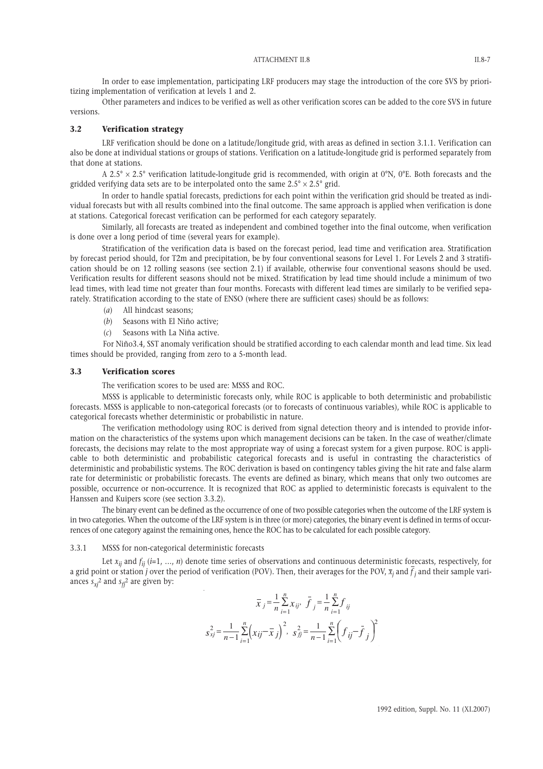In order to ease implementation, participating LRF producers may stage the introduction of the core SVS by prioritizing implementation of verification at levels 1 and 2.

Other parameters and indices to be verified as well as other verification scores can be added to the core SVS in future versions.

## 3.2 Verification strategy

LRF verification should be done on a latitude/longitude grid, with areas as defined in section 3.1.1. Verification can also be done at individual stations or groups of stations. Verification on a latitude-longitude grid is performed separately from that done at stations.

A 2.5° × 2.5° verification latitude-longitude grid is recommended, with origin at 0°N, 0°E. Both forecasts and the gridded verifying data sets are to be interpolated onto the same 2.5° × 2.5° grid.

In order to handle spatial forecasts, predictions for each point within the verification grid should be treated as individual forecasts but with all results combined into the final outcome. The same approach is applied when verification is done at stations. Categorical forecast verification can be performed for each category separately.

Similarly, all forecasts are treated as independent and combined together into the final outcome, when verification is done over a long period of time (several years for example).

Stratification of the verification data is based on the forecast period, lead time and verification area. Stratification by forecast period should, for T2m and precipitation, be by four conventional seasons for Level 1. For Levels 2 and 3 stratification should be on 12 rolling seasons (see section 2.1) if available, otherwise four conventional seasons should be used. Verification results for different seasons should not be mixed. Stratification by lead time should include a minimum of two lead times, with lead time not greater than four months. Forecasts with different lead times are similarly to be verified separately. Stratification according to the state of ENSO (where there are sufficient cases) should be as follows:

(*a*) All hindcast seasons;

(*b*) Seasons with El Niño active;

(*c*) Seasons with La Niña active.

For Niño3.4, SST anomaly verification should be stratified according to each calendar month and lead time. Six lead times should be provided, ranging from zero to a 5-month lead.

## 3.3 Verification scores

The verification scores to be used are: MSSS and ROC.

MSSS is applicable to deterministic forecasts only, while ROC is applicable to both deterministic and probabilistic forecasts. MSSS is applicable to non-categorical forecasts (or to forecasts of continuous variables), while ROC is applicable to categorical forecasts whether deterministic or probabilistic in nature.

The verification methodology using ROC is derived from signal detection theory and is intended to provide information on the characteristics of the systems upon which management decisions can be taken. In the case of weather/climate forecasts, the decisions may relate to the most appropriate way of using a forecast system for a given purpose. ROC is applicable to both deterministic and probabilistic categorical forecasts and is useful in contrasting the characteristics of deterministic and probabilistic systems. The ROC derivation is based on contingency tables giving the hit rate and false alarm rate for deterministic or probabilistic forecasts. The events are defined as binary, which means that only two outcomes are possible, occurrence or non-occurrence. It is recognized that ROC as applied to deterministic forecasts is equivalent to the Hanssen and Kuipers score (see section 3.3.2).

The binary event can be defined as the occurrence of one of two possible categories when the outcome of the LRF system is in two categories. When the outcome of the LRF system is in three (or more) categories, the binary event is defined in terms of occurrences of one category against the remaining ones, hence the ROC has to be calculated for each possible category.

### 3.3.1 MSSS for non-categorical deterministic forecasts

Let $x_{ij}$ and $f_{ij}$ ($i$=1, …, $n$) denote time series of observations and continuous deterministic forecasts, respectively, for a grid point or station $j$ over the period of verification (POV). Then, their averages for the POV, $\bar{x}_j$ and $\bar{f}_j$ and their sample variances $s_{xj}^2$ and $s_{fj}^2$ are given by:

$$\bar{x}_j = \frac{1}{n}\sum_{i=1}^{n} x_{ij}, \quad \bar{f}_j = \frac{1}{n}\sum_{i=1}^{n} f_{ij}$$

$$s_{xj}^2 = \frac{1}{n-1}\sum_{i=1}^{n}\left(x_{ij} - \bar{x}_j\right)^2, \quad s_{fj}^2 = \frac{1}{n-1}\sum_{i=1}^{n}\left(f_{ij} - \bar{f}_j\right)^2$$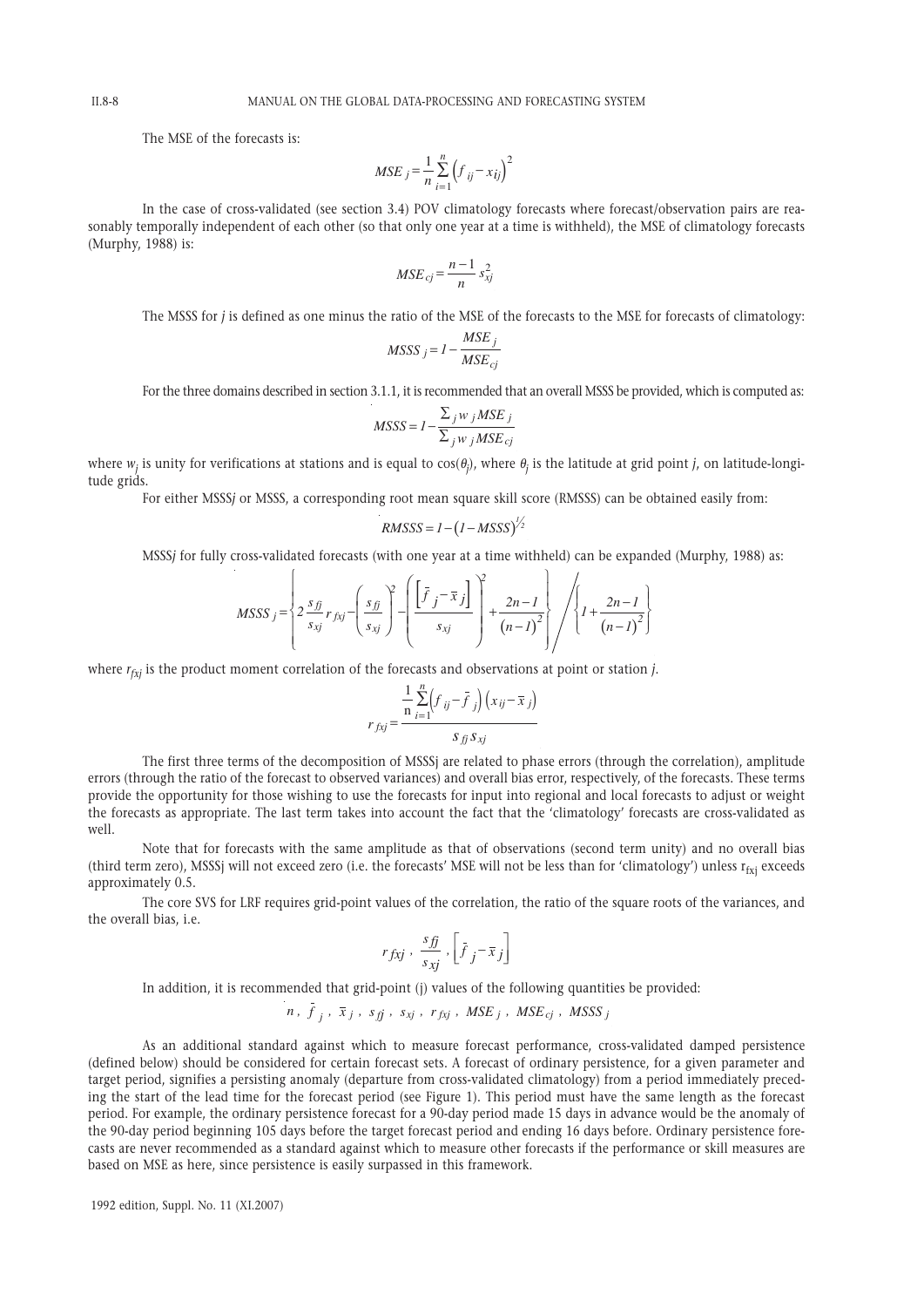The MSE of the forecasts is:

$$MSE_j = \frac{1}{n}\sum_{i=1}^{n}\left(f_{ij} - x_{ij}\right)^2$$

In the case of cross-validated (see section 3.4) POV climatology forecasts where forecast/observation pairs are reasonably temporally independent of each other (so that only one year at a time is withheld), the MSE of climatology forecasts (Murphy, 1988) is:

$$MSE_{cj} = \frac{n-1}{n} s_{xj}^2$$

The MSSS for *j* is defined as one minus the ratio of the MSE of the forecasts to the MSE for forecasts of climatology:

$$MSSS_j = 1 - \frac{MSE_j}{MSE_{cj}}$$

For the three domains described in section 3.1.1, it is recommended that an overall MSSS be provided, which is computed as:

$$MSSS = 1 - \frac{\sum_j w_j MSE_j}{\sum_j w_j MSE_{cj}}$$

where $w_j$ is unity for verifications at stations and is equal to $\cos(\theta_j)$, where $\theta_j$ is the latitude at grid point *j*, on latitude-longitude grids.

For either MSSS*j* or MSSS, a corresponding root mean square skill score (RMSSS) can be obtained easily from:

$$RMSSS = 1 - \left(1 - MSSS\right)^{1/2}$$

MSSS*j* for fully cross-validated forecasts (with one year at a time withheld) can be expanded (Murphy, 1988) as:

$$MSSS_j = \left\{ 2\frac{s_{fj}}{s_{xj}} r_{fxj} - \left(\frac{s_{fj}}{s_{xj}}\right)^2 - \left(\frac{\left[\bar{f}_j - \bar{x}_j\right]}{s_{xj}}\right)^2 + \frac{2n-1}{\left(n-1\right)^2} \right\} \Bigg/ \left\{ 1 + \frac{2n-1}{\left(n-1\right)^2} \right\}$$

where $r_{fxj}$ is the product moment correlation of the forecasts and observations at point or station *j*.

$$r_{fxj} = \frac{\frac{1}{n}\sum_{i=1}^{n}\left(f_{ij} - \bar{f}_j\right)\left(x_{ij} - \bar{x}_j\right)}{s_{fj} s_{xj}}$$

The first three terms of the decomposition of MSSSj are related to phase errors (through the correlation), amplitude errors (through the ratio of the forecast to observed variances) and overall bias error, respectively, of the forecasts. These terms provide the opportunity for those wishing to use the forecasts for input into regional and local forecasts to adjust or weight the forecasts as appropriate. The last term takes into account the fact that the 'climatology' forecasts are cross-validated as well.

Note that for forecasts with the same amplitude as that of observations (second term unity) and no overall bias (third term zero), MSSSj will not exceed zero (i.e. the forecasts' MSE will not be less than for 'climatology') unless $r_{fxj}$ exceeds approximately 0.5.

The core SVS for LRF requires grid-point values of the correlation, the ratio of the square roots of the variances, and the overall bias, i.e.

$$r_{fxj},\ \frac{s_{fj}}{s_{xj}},\ \left[\bar{f}_j - \bar{x}_j\right]$$

In addition, it is recommended that grid-point (j) values of the following quantities be provided:

$$n,\ \bar{f}_j,\ \bar{x}_j,\ s_{fj},\ s_{xj},\ r_{fxj},\ MSE_j,\ MSE_{cj},\ MSSS_j$$

As an additional standard against which to measure forecast performance, cross-validated damped persistence (defined below) should be considered for certain forecast sets. A forecast of ordinary persistence, for a given parameter and target period, signifies a persisting anomaly (departure from cross-validated climatology) from a period immediately preceding the start of the lead time for the forecast period (see Figure 1). This period must have the same length as the forecast period. For example, the ordinary persistence forecast for a 90-day period made 15 days in advance would be the anomaly of the 90-day period beginning 105 days before the target forecast period and ending 16 days before. Ordinary persistence forecasts are never recommended as a standard against which to measure other forecasts if the performance or skill measures are based on MSE as here, since persistence is easily surpassed in this framework.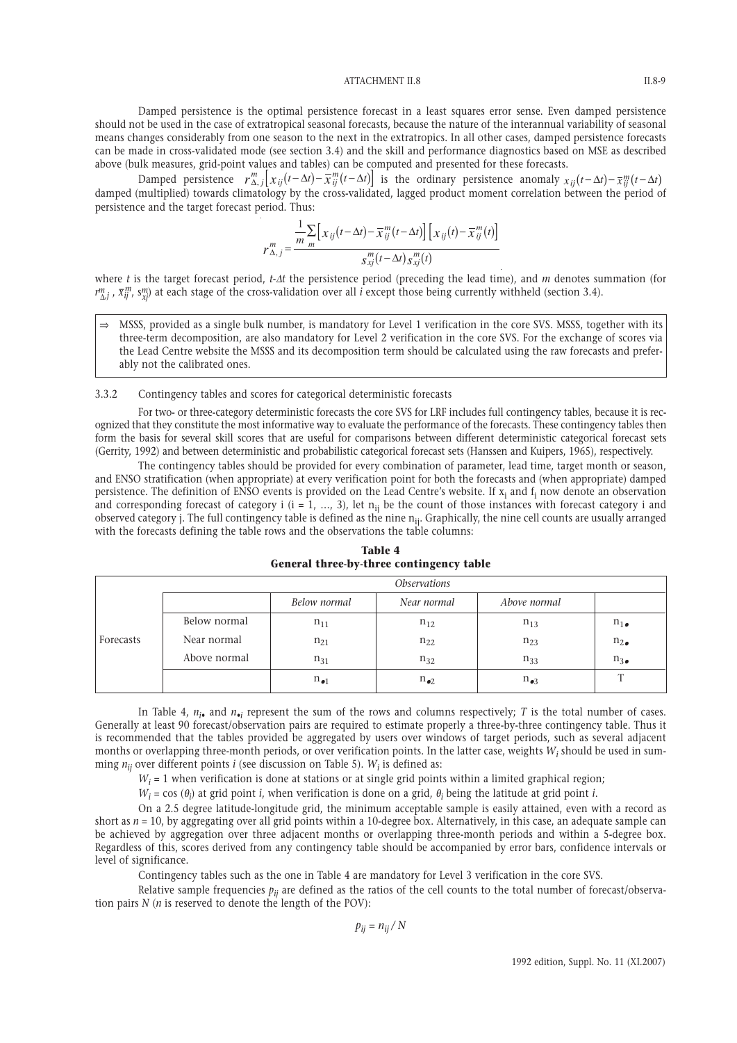Damped persistence is the optimal persistence forecast in a least squares error sense. Even damped persistence should not be used in the case of extratropical seasonal forecasts, because the nature of the interannual variability of seasonal means changes considerably from one season to the next in the extratropics. In all other cases, damped persistence forecasts can be made in cross-validated mode (see section 3.4) and the skill and performance diagnostics based on MSE as described above (bulk measures, grid-point values and tables) can be computed and presented for these forecasts.

Damped persistence $r^m_{\Delta,j}\left[x_{ij}(t-\Delta t)-\bar{x}^m_{ij}(t-\Delta t)\right]$ is the ordinary persistence anomaly $x_{ij}(t-\Delta t)-\bar{x}^m_{ij}(t-\Delta t)$ damped (multiplied) towards climatology by the cross-validated, lagged product moment correlation between the period of persistence and the target forecast period. Thus:

$$r^m_{\Delta,j}=\frac{\frac{1}{m}\sum_{m}\left[x_{ij}(t-\Delta t)-\bar{x}^m_{ij}(t-\Delta t)\right]\left[x_{ij}(t)-\bar{x}^m_{ij}(t)\right]}{s^m_{xj}(t-\Delta t)\,s^m_{xj}(t)}$$

where $t$ is the target forecast period, $t$-$\Delta t$ the persistence period (preceding the lead time), and $m$ denotes summation (for $r^m_{\Delta j}$, $\bar{x}^m_{ij}$, $s^m_{xj}$) at each stage of the cross-validation over all $i$ except those being currently withheld (section 3.4).

> ⇒ MSSS, provided as a single bulk number, is mandatory for Level 1 verification in the core SVS. MSSS, together with its three-term decomposition, are also mandatory for Level 2 verification in the core SVS. For the exchange of scores via the Lead Centre website the MSSS and its decomposition term should be calculated using the raw forecasts and preferably not the calibrated ones.

3.3.2 Contingency tables and scores for categorical deterministic forecasts

For two- or three-category deterministic forecasts the core SVS for LRF includes full contingency tables, because it is recognized that they constitute the most informative way to evaluate the performance of the forecasts. These contingency tables then form the basis for several skill scores that are useful for comparisons between different deterministic categorical forecast sets (Gerrity, 1992) and between deterministic and probabilistic categorical forecast sets (Hanssen and Kuipers, 1965), respectively.

The contingency tables should be provided for every combination of parameter, lead time, target month or season, and ENSO stratification (when appropriate) at every verification point for both the forecasts and (when appropriate) damped persistence. The definition of ENSO events is provided on the Lead Centre's website. If $x_i$ and $f_i$ now denote an observation and corresponding forecast of category i (i = 1, …, 3), let $n_{ij}$ be the count of those instances with forecast category i and observed category j. The full contingency table is defined as the nine $n_{ij}$. Graphically, the nine cell counts are usually arranged with the forecasts defining the table rows and the observations the table columns:

**Table 4**
**General three-by-three contingency table**

| | | *Observations* | | | |
|---|---|---|---|---|---|
| | | *Below normal* | *Near normal* | *Above normal* | |
| Forecasts | Below normal | $n_{11}$ | $n_{12}$ | $n_{13}$ | $n_{1\bullet}$ |
| | Near normal | $n_{21}$ | $n_{22}$ | $n_{23}$ | $n_{2\bullet}$ |
| | Above normal | $n_{31}$ | $n_{32}$ | $n_{33}$ | $n_{3\bullet}$ |
| | | $n_{\bullet 1}$ | $n_{\bullet 2}$ | $n_{\bullet 3}$ | T |

In Table 4, $n_{i\bullet}$ and $n_{\bullet i}$ represent the sum of the rows and columns respectively; $T$ is the total number of cases. Generally at least 90 forecast/observation pairs are required to estimate properly a three-by-three contingency table. Thus it is recommended that the tables provided be aggregated by users over windows of target periods, such as several adjacent months or overlapping three-month periods, or over verification points. In the latter case, weights $W_i$ should be used in summing $n_{ij}$ over different points $i$ (see discussion on Table 5). $W_i$ is defined as:

$W_i$ = 1 when verification is done at stations or at single grid points within a limited graphical region;

$W_i$ = cos ($\theta_i$) at grid point $i$, when verification is done on a grid, $\theta_i$ being the latitude at grid point $i$.

On a 2.5 degree latitude-longitude grid, the minimum acceptable sample is easily attained, even with a record as short as $n$ = 10, by aggregating over all grid points within a 10-degree box. Alternatively, in this case, an adequate sample can be achieved by aggregation over three adjacent months or overlapping three-month periods and within a 5-degree box. Regardless of this, scores derived from any contingency table should be accompanied by error bars, confidence intervals or level of significance.

Contingency tables such as the one in Table 4 are mandatory for Level 3 verification in the core SVS.

Relative sample frequencies $p_{ij}$ are defined as the ratios of the cell counts to the total number of forecast/observation pairs $N$ ($n$ is reserved to denote the length of the POV):

$$p_{ij} = n_{ij} / N$$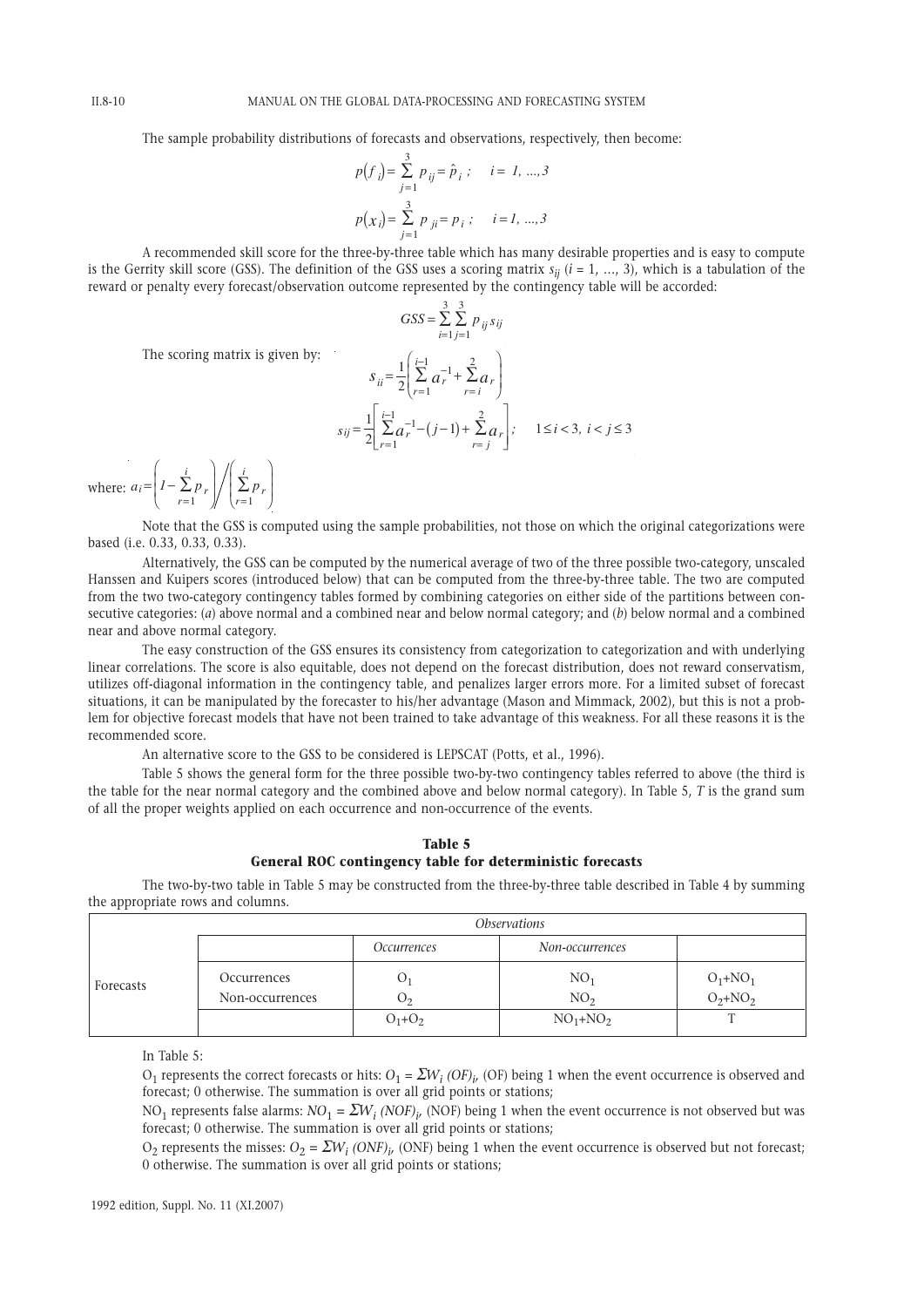The sample probability distributions of forecasts and observations, respectively, then become:

$$p(f_i) = \sum_{j=1}^{3} p_{ij} = \hat{p}_i \; ; \quad i = 1, \ldots, 3$$

$$p(x_i) = \sum_{j=1}^{3} p_{ji} = p_i \; ; \quad i = 1, \ldots, 3$$

A recommended skill score for the three-by-three table which has many desirable properties and is easy to compute is the Gerrity skill score (GSS). The definition of the GSS uses a scoring matrix $s_{ij}$ ($i = 1, \ldots, 3$), which is a tabulation of the reward or penalty every forecast/observation outcome represented by the contingency table will be accorded:

$$GSS = \sum_{i=1}^{3} \sum_{j=1}^{3} p_{ij} s_{ij}$$

The scoring matrix is given by:

$$s_{ii} = \frac{1}{2}\left( \sum_{r=1}^{i-1} a_r^{-1} + \sum_{r=i}^{2} a_r \right)$$

$$s_{ij} = \frac{1}{2}\left[ \sum_{r=1}^{i-1} a_r^{-1} - (j-1) + \sum_{r=j}^{2} a_r \right]; \quad 1 \le i < 3, \; i < j \le 3$$

where: $a_i = \left( 1 - \sum_{r=1}^{i} p_r \right) \Big/ \left( \sum_{r=1}^{i} p_r \right)$

Note that the GSS is computed using the sample probabilities, not those on which the original categorizations were based (i.e. 0.33, 0.33, 0.33).

Alternatively, the GSS can be computed by the numerical average of two of the three possible two-category, unscaled Hanssen and Kuipers scores (introduced below) that can be computed from the three-by-three table. The two are computed from the two two-category contingency tables formed by combining categories on either side of the partitions between consecutive categories: (*a*) above normal and a combined near and below normal category; and (*b*) below normal and a combined near and above normal category.

The easy construction of the GSS ensures its consistency from categorization to categorization and with underlying linear correlations. The score is also equitable, does not depend on the forecast distribution, does not reward conservatism, utilizes off-diagonal information in the contingency table, and penalizes larger errors more. For a limited subset of forecast situations, it can be manipulated by the forecaster to his/her advantage (Mason and Mimmack, 2002), but this is not a problem for objective forecast models that have not been trained to take advantage of this weakness. For all these reasons it is the recommended score.

An alternative score to the GSS to be considered is LEPSCAT (Potts, et al., 1996).

Table 5 shows the general form for the three possible two-by-two contingency tables referred to above (the third is the table for the near normal category and the combined above and below normal category). In Table 5, *T* is the grand sum of all the proper weights applied on each occurrence and non-occurrence of the events.

**Table 5**
**General ROC contingency table for deterministic forecasts**

The two-by-two table in Table 5 may be constructed from the three-by-three table described in Table 4 by summing the appropriate rows and columns.

| | | *Observations* | | |
|---|---|---|---|---|
| | | *Occurrences* | *Non-occurrences* | |
| Forecasts | Occurrences | $O_1$ | $NO_1$ | $O_1+NO_1$ |
| | Non-occurrences | $O_2$ | $NO_2$ | $O_2+NO_2$ |
| | | $O_1+O_2$ | $NO_1+NO_2$ | T |

In Table 5:

$O_1$ represents the correct forecasts or hits: $O_1 = \Sigma W_i \, (OF)_i$, (OF) being 1 when the event occurrence is observed and forecast; 0 otherwise. The summation is over all grid points or stations;

$NO_1$ represents false alarms: $NO_1 = \Sigma W_i \, (NOF)_i$, (NOF) being 1 when the event occurrence is not observed but was forecast; 0 otherwise. The summation is over all grid points or stations;

$O_2$ represents the misses: $O_2 = \Sigma W_i \, (ONF)_i$, (ONF) being 1 when the event occurrence is observed but not forecast; 0 otherwise. The summation is over all grid points or stations;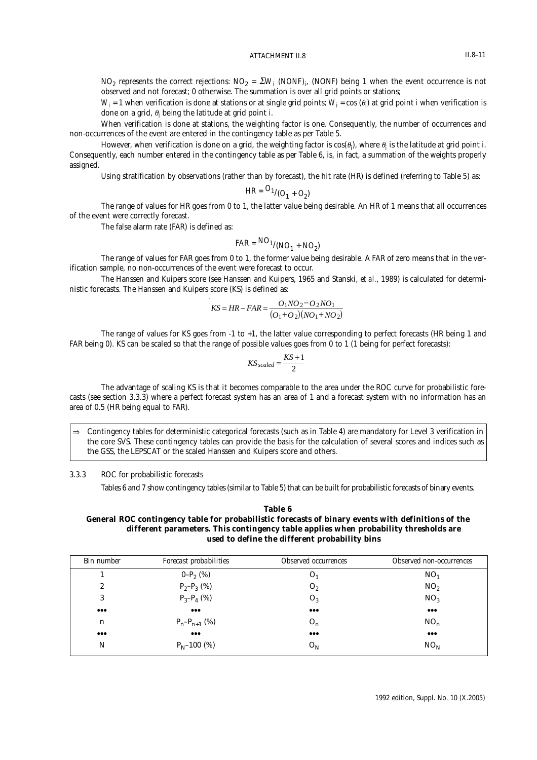$NO_2$ represents the correct rejections: $NO_2 = \Sigma W_i \ (NONF)_i$, $(NONF)$ being 1 when the event occurrence is not observed and not forecast; 0 otherwise. The summation is over all grid points or stations;

$W_i = 1$ when verification is done at stations or at single grid points; $W_i = \cos(\theta_i)$ at grid point $i$ when verification is done on a grid, $\theta_i$ being the latitude at grid point $i$.

When verification is done at stations, the weighting factor is one. Consequently, the number of occurrences and non-occurrences of the event are entered in the contingency table as per Table 5.

However, when verification is done on a grid, the weighting factor is $\cos(\theta_i)$, where $\theta_i$ is the latitude at grid point $i$. Consequently, each number entered in the contingency table as per Table 6, is, in fact, a summation of the weights properly assigned.

Using stratification by observations (rather than by forecast), the hit rate (HR) is defined (referring to Table 5) as:

$$HR = O_1/(O_1 + O_2)$$

The range of values for *HR* goes from 0 to 1, the latter value being desirable. An *HR* of 1 means that all occurrences of the event were correctly forecast.

The false alarm rate (FAR) is defined as:

$$FAR = NO_1/(NO_1 + NO_2)$$

The range of values for *FAR* goes from 0 to 1, the former value being desirable. A *FAR* of zero means that in the verification sample, no non-occurrences of the event were forecast to occur.

The Hanssen and Kuipers score (see Hanssen and Kuipers, 1965 and Stanski, *et al.*, 1989) is calculated for deterministic forecasts. The Hanssen and Kuipers score (KS) is defined as:

$$KS = HR - FAR = \frac{O_1 NO_2 - O_2 NO_1}{(O_1 + O_2)(NO_1 + NO_2)}$$

The range of values for KS goes from -1 to +1, the latter value corresponding to perfect forecasts (HR being 1 and FAR being 0). KS can be scaled so that the range of possible values goes from 0 to 1 (1 being for perfect forecasts):

$$KS_{scaled} = \frac{KS + 1}{2}$$

The advantage of scaling KS is that it becomes comparable to the area under the ROC curve for probabilistic forecasts (see section 3.3.3) where a perfect forecast system has an area of 1 and a forecast system with no information has an area of 0.5 (HR being equal to FAR).

> ⇒ Contingency tables for deterministic categorical forecasts (such as in Table 4) are mandatory for Level 3 verification in the core SVS. These contingency tables can provide the basis for the calculation of several scores and indices such as the GSS, the LEPSCAT or the scaled Hanssen and Kuipers score and others.

### 3.3.3 ROC for probabilistic forecasts

Tables 6 and 7 show contingency tables (similar to Table 5) that can be built for probabilistic forecasts of binary events.

**Table 6**

**General ROC contingency table for probabilistic forecasts of binary events with definitions of the different parameters. This contingency table applies when probability thresholds are used to define the different probability bins**

| Bin number | Forecast probabilities | Observed occurrences | Observed non-occurrences |
|---|---|---|---|
| 1 | $0–P_2$ (%) | $O_1$ | $NO_1$ |
| 2 | $P_2–P_3$ (%) | $O_2$ | $NO_2$ |
| 3 | $P_3–P_4$ (%) | $O_3$ | $NO_3$ |
| ••• | ••• | ••• | ••• |
| n | $P_n–P_{n+1}$ (%) | $O_n$ | $NO_n$ |
| ••• | ••• | ••• | ••• |
| N | $P_N–100$ (%) | $O_N$ | $NO_N$ |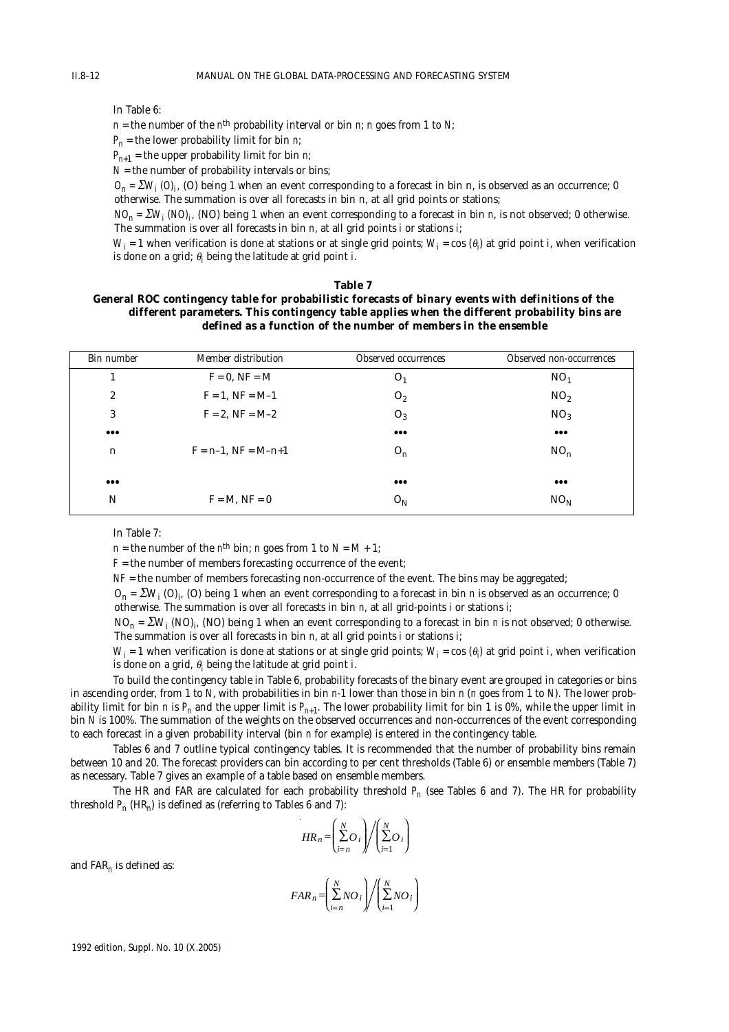In Table 6:

$n$ = the number of the $n^{th}$ probability interval or bin $n$; $n$ goes from 1 to $N$;

$P_n$ = the lower probability limit for bin $n$;

$P_{n+1}$ = the upper probability limit for bin $n$;

$N$ = the number of probability intervals or bins;

$O_n = \Sigma W_i\,(O)_i$, (O) being 1 when an event corresponding to a forecast in bin n, is observed as an occurrence; 0 otherwise. The summation is over all forecasts in bin n, at all grid points or stations;

$NO_n = \Sigma W_i\,(NO)_i$, (NO) being 1 when an event corresponding to a forecast in bin $n$, is not observed; 0 otherwise. The summation is over all forecasts in bin $n$, at all grid points $i$ or stations $i$;

$W_i = 1$ when verification is done at stations or at single grid points; $W_i = \cos(\theta_i)$ at grid point $i$, when verification is done on a grid; $\theta_i$ being the latitude at grid point $i$.

**Table 7**

**General ROC contingency table for probabilistic forecasts of binary events with definitions of the different parameters. This contingency table applies when the different probability bins are defined as a function of the number of members in the ensemble**

| Bin number | Member distribution | Observed occurrences | Observed non-occurrences |
|---|---|---|---|
| 1 | F = 0, NF = M | $O_1$ | $NO_1$ |
| 2 | F = 1, NF = M–1 | $O_2$ | $NO_2$ |
| 3 | F = 2, NF = M–2 | $O_3$ | $NO_3$ |
| ••• | | ••• | ••• |
| n | F = n–1, NF = M–n+1 | $O_n$ | $NO_n$ |
| ••• | | ••• | ••• |
| N | F = M, NF = 0 | $O_N$ | $NO_N$ |

In Table 7:

$n$ = the number of the $n^{th}$ bin; $n$ goes from 1 to $N = M + 1$;

$F$ = the number of members forecasting occurrence of the event;

$NF$ = the number of members forecasting non-occurrence of the event. The bins may be aggregated;

$O_n = \Sigma W_i\,(O)_i$, (O) being 1 when an event corresponding to a forecast in bin $n$ is observed as an occurrence; 0 otherwise. The summation is over all forecasts in bin $n$, at all grid-points $i$ or stations $i$;

$NO_n = \Sigma W_i\,(NO)_i$, (NO) being 1 when an event corresponding to a forecast in bin $n$ is not observed; 0 otherwise. The summation is over all forecasts in bin $n$, at all grid points $i$ or stations $i$;

$W_i = 1$ when verification is done at stations or at single grid points; $W_i = \cos(\theta_i)$ at grid point $i$, when verification is done on a grid, $\theta_i$ being the latitude at grid point $i$.

To build the contingency table in Table 6, probability forecasts of the binary event are grouped in categories or bins in ascending order, from 1 to $N$, with probabilities in bin $n$-1 lower than those in bin $n$ ($n$ goes from 1 to $N$). The lower probability limit for bin $n$ is $P_n$ and the upper limit is $P_{n+1}$. The lower probability limit for bin 1 is 0%, while the upper limit in bin $N$ is 100%. The summation of the weights on the observed occurrences and non-occurrences of the event corresponding to each forecast in a given probability interval (bin $n$ for example) is entered in the contingency table.

Tables 6 and 7 outline typical contingency tables. It is recommended that the number of probability bins remain between 10 and 20. The forecast providers can bin according to per cent thresholds (Table 6) or ensemble members (Table 7) as necessary. Table 7 gives an example of a table based on ensemble members.

The HR and FAR are calculated for each probability threshold $P_n$ (see Tables 6 and 7). The HR for probability threshold $P_n$ ($HR_n$) is defined as (referring to Tables 6 and 7):

$$HR_n = \left( \sum_{i=n}^{N} O_i \right) \Bigg/ \left( \sum_{i=1}^{N} O_i \right)$$

and $FAR_n$ is defined as:

$$FAR_n = \left( \sum_{i=n}^{N} NO_i \right) \Bigg/ \left( \sum_{i=1}^{N} NO_i \right)$$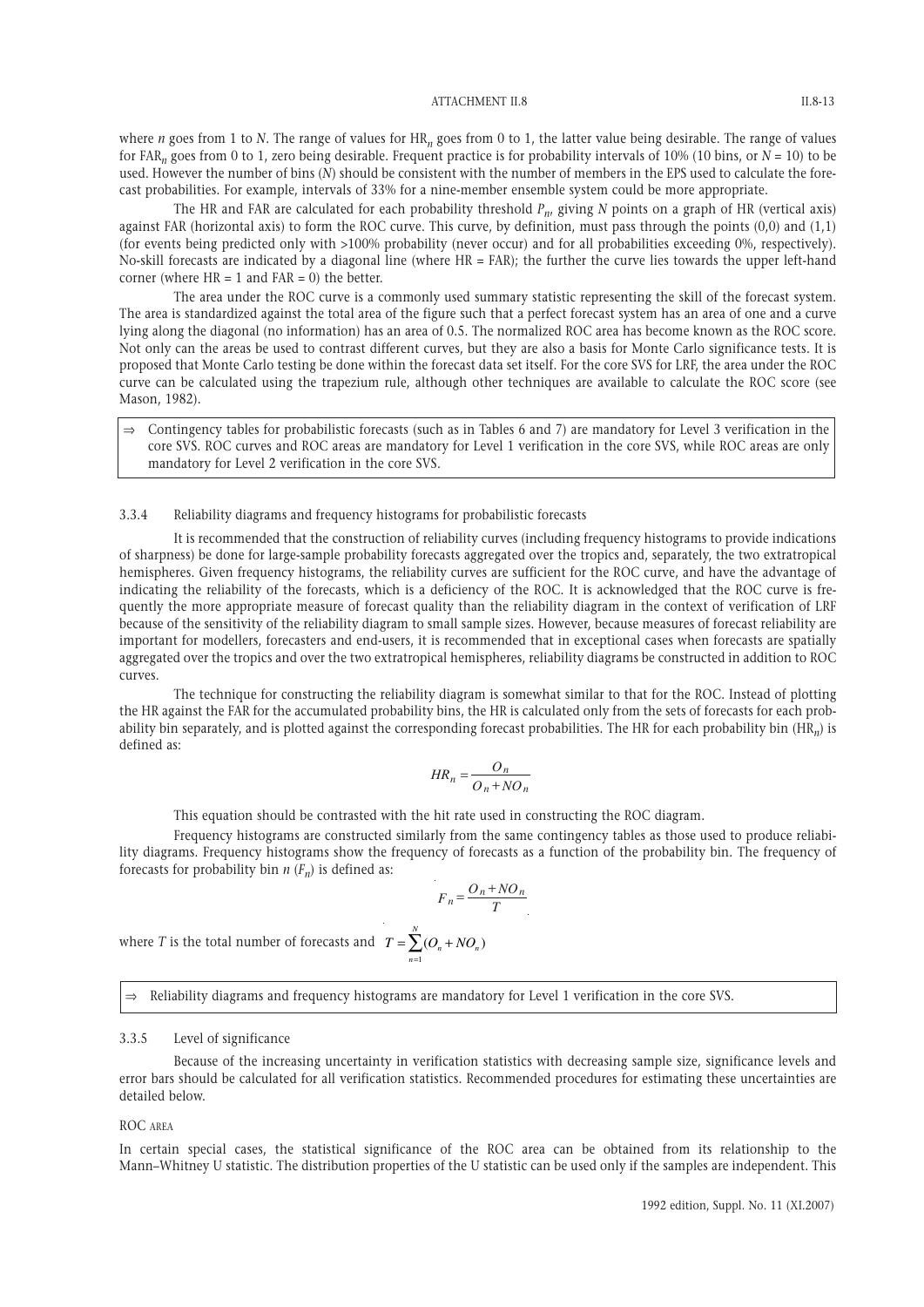where $n$ goes from 1 to $N$. The range of values for $HR_n$ goes from 0 to 1, the latter value being desirable. The range of values for $FAR_n$ goes from 0 to 1, zero being desirable. Frequent practice is for probability intervals of 10% (10 bins, or $N = 10$) to be used. However the number of bins ($N$) should be consistent with the number of members in the EPS used to calculate the forecast probabilities. For example, intervals of 33% for a nine-member ensemble system could be more appropriate.

The HR and FAR are calculated for each probability threshold $P_n$, giving $N$ points on a graph of HR (vertical axis) against FAR (horizontal axis) to form the ROC curve. This curve, by definition, must pass through the points (0,0) and (1,1) (for events being predicted only with >100% probability (never occur) and for all probabilities exceeding 0%, respectively). No-skill forecasts are indicated by a diagonal line (where HR = FAR); the further the curve lies towards the upper left-hand corner (where HR = 1 and FAR = 0) the better.

The area under the ROC curve is a commonly used summary statistic representing the skill of the forecast system. The area is standardized against the total area of the figure such that a perfect forecast system has an area of one and a curve lying along the diagonal (no information) has an area of 0.5. The normalized ROC area has become known as the ROC score. Not only can the areas be used to contrast different curves, but they are also a basis for Monte Carlo significance tests. It is proposed that Monte Carlo testing be done within the forecast data set itself. For the core SVS for LRF, the area under the ROC curve can be calculated using the trapezium rule, although other techniques are available to calculate the ROC score (see Mason, 1982).

> ⇒ Contingency tables for probabilistic forecasts (such as in Tables 6 and 7) are mandatory for Level 3 verification in the core SVS. ROC curves and ROC areas are mandatory for Level 1 verification in the core SVS, while ROC areas are only mandatory for Level 2 verification in the core SVS.

### 3.3.4 Reliability diagrams and frequency histograms for probabilistic forecasts

It is recommended that the construction of reliability curves (including frequency histograms to provide indications of sharpness) be done for large-sample probability forecasts aggregated over the tropics and, separately, the two extratropical hemispheres. Given frequency histograms, the reliability curves are sufficient for the ROC curve, and have the advantage of indicating the reliability of the forecasts, which is a deficiency of the ROC. It is acknowledged that the ROC curve is frequently the more appropriate measure of forecast quality than the reliability diagram in the context of verification of LRF because of the sensitivity of the reliability diagram to small sample sizes. However, because measures of forecast reliability are important for modellers, forecasters and end-users, it is recommended that in exceptional cases when forecasts are spatially aggregated over the tropics and over the two extratropical hemispheres, reliability diagrams be constructed in addition to ROC curves.

The technique for constructing the reliability diagram is somewhat similar to that for the ROC. Instead of plotting the HR against the FAR for the accumulated probability bins, the HR is calculated only from the sets of forecasts for each probability bin separately, and is plotted against the corresponding forecast probabilities. The HR for each probability bin ($HR_n$) is defined as:

$$HR_n = \frac{O_n}{O_n + NO_n}$$

This equation should be contrasted with the hit rate used in constructing the ROC diagram.

Frequency histograms are constructed similarly from the same contingency tables as those used to produce reliability diagrams. Frequency histograms show the frequency of forecasts as a function of the probability bin. The frequency of forecasts for probability bin $n$ ($F_n$) is defined as:

$$F_n = \frac{O_n + NO_n}{T}$$

where $T$ is the total number of forecasts and $T = \sum_{n=1}^{N}(O_n + NO_n)$

> ⇒ Reliability diagrams and frequency histograms are mandatory for Level 1 verification in the core SVS.

### 3.3.5 Level of significance

Because of the increasing uncertainty in verification statistics with decreasing sample size, significance levels and error bars should be calculated for all verification statistics. Recommended procedures for estimating these uncertainties are detailed below.

ROC AREA

In certain special cases, the statistical significance of the ROC area can be obtained from its relationship to the Mann–Whitney U statistic. The distribution properties of the U statistic can be used only if the samples are independent. This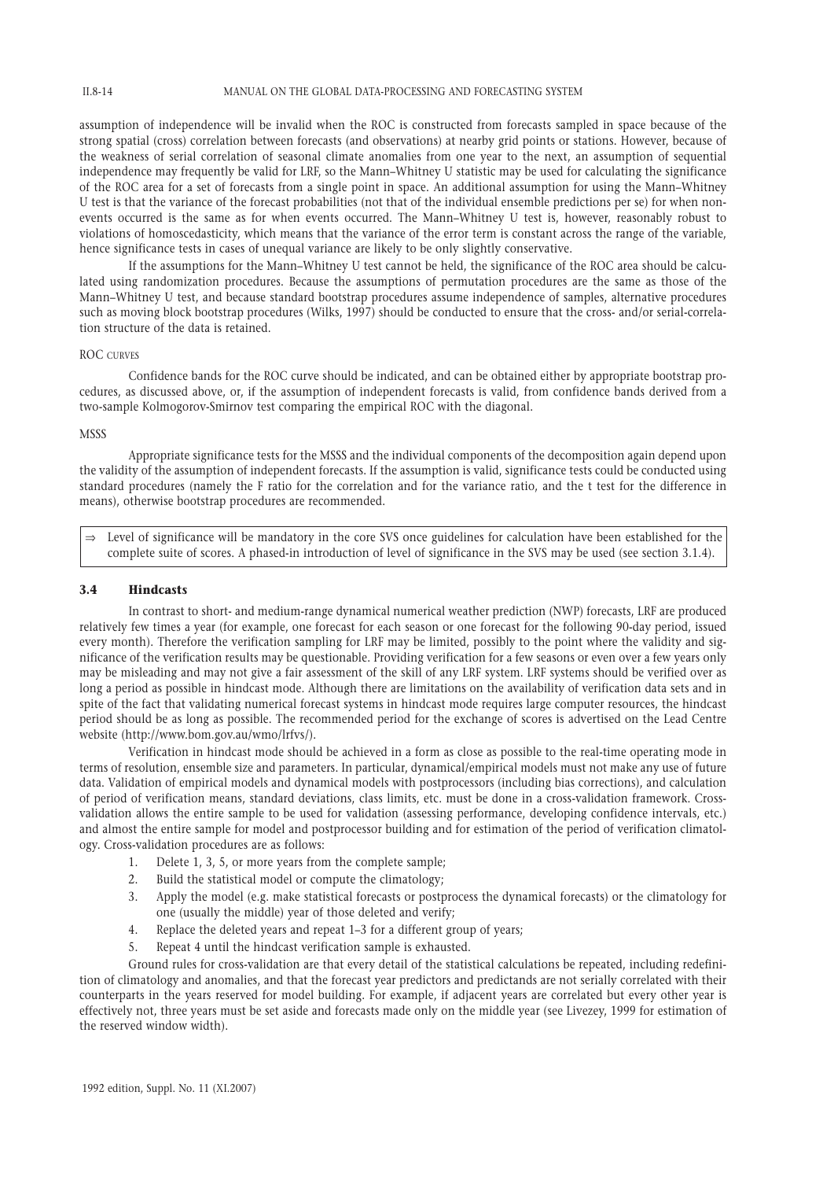assumption of independence will be invalid when the ROC is constructed from forecasts sampled in space because of the strong spatial (cross) correlation between forecasts (and observations) at nearby grid points or stations. However, because of the weakness of serial correlation of seasonal climate anomalies from one year to the next, an assumption of sequential independence may frequently be valid for LRF, so the Mann–Whitney U statistic may be used for calculating the significance of the ROC area for a set of forecasts from a single point in space. An additional assumption for using the Mann–Whitney U test is that the variance of the forecast probabilities (not that of the individual ensemble predictions per se) for when non-events occurred is the same as for when events occurred. The Mann–Whitney U test is, however, reasonably robust to violations of homoscedasticity, which means that the variance of the error term is constant across the range of the variable, hence significance tests in cases of unequal variance are likely to be only slightly conservative.

If the assumptions for the Mann–Whitney U test cannot be held, the significance of the ROC area should be calculated using randomization procedures. Because the assumptions of permutation procedures are the same as those of the Mann–Whitney U test, and because standard bootstrap procedures assume independence of samples, alternative procedures such as moving block bootstrap procedures (Wilks, 1997) should be conducted to ensure that the cross- and/or serial-correlation structure of the data is retained.

ROC CURVES

Confidence bands for the ROC curve should be indicated, and can be obtained either by appropriate bootstrap procedures, as discussed above, or, if the assumption of independent forecasts is valid, from confidence bands derived from a two-sample Kolmogorov-Smirnov test comparing the empirical ROC with the diagonal.

MSSS

Appropriate significance tests for the MSSS and the individual components of the decomposition again depend upon the validity of the assumption of independent forecasts. If the assumption is valid, significance tests could be conducted using standard procedures (namely the F ratio for the correlation and for the variance ratio, and the t test for the difference in means), otherwise bootstrap procedures are recommended.

⇒ Level of significance will be mandatory in the core SVS once guidelines for calculation have been established for the complete suite of scores. A phased-in introduction of level of significance in the SVS may be used (see section 3.1.4).

### 3.4 Hindcasts

In contrast to short- and medium-range dynamical numerical weather prediction (NWP) forecasts, LRF are produced relatively few times a year (for example, one forecast for each season or one forecast for the following 90-day period, issued every month). Therefore the verification sampling for LRF may be limited, possibly to the point where the validity and significance of the verification results may be questionable. Providing verification for a few seasons or even over a few years only may be misleading and may not give a fair assessment of the skill of any LRF system. LRF systems should be verified over as long a period as possible in hindcast mode. Although there are limitations on the availability of verification data sets and in spite of the fact that validating numerical forecast systems in hindcast mode requires large computer resources, the hindcast period should be as long as possible. The recommended period for the exchange of scores is advertised on the Lead Centre website (http://www.bom.gov.au/wmo/lrfvs/).

Verification in hindcast mode should be achieved in a form as close as possible to the real-time operating mode in terms of resolution, ensemble size and parameters. In particular, dynamical/empirical models must not make any use of future data. Validation of empirical models and dynamical models with postprocessors (including bias corrections), and calculation of period of verification means, standard deviations, class limits, etc. must be done in a cross-validation framework. Cross-validation allows the entire sample to be used for validation (assessing performance, developing confidence intervals, etc.) and almost the entire sample for model and postprocessor building and for estimation of the period of verification climatology. Cross-validation procedures are as follows:

1. Delete 1, 3, 5, or more years from the complete sample;
2. Build the statistical model or compute the climatology;
3. Apply the model (e.g. make statistical forecasts or postprocess the dynamical forecasts) or the climatology for one (usually the middle) year of those deleted and verify;
4. Replace the deleted years and repeat 1–3 for a different group of years;
5. Repeat 4 until the hindcast verification sample is exhausted.

Ground rules for cross-validation are that every detail of the statistical calculations be repeated, including redefinition of climatology and anomalies, and that the forecast year predictors and predictands are not serially correlated with their counterparts in the years reserved for model building. For example, if adjacent years are correlated but every other year is effectively not, three years must be set aside and forecasts made only on the middle year (see Livezey, 1999 for estimation of the reserved window width).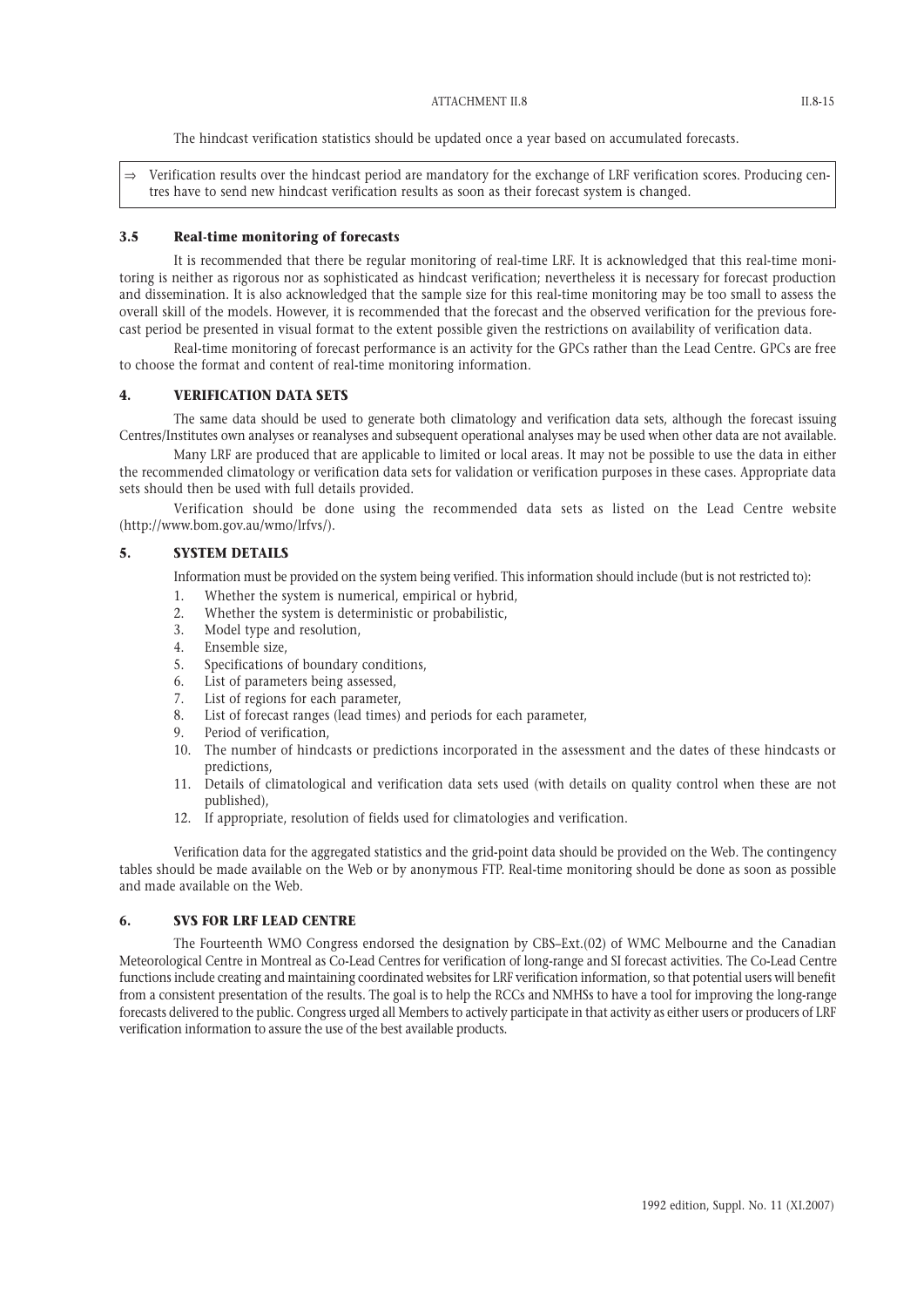The hindcast verification statistics should be updated once a year based on accumulated forecasts.

> ⇒ Verification results over the hindcast period are mandatory for the exchange of LRF verification scores. Producing centres have to send new hindcast verification results as soon as their forecast system is changed.

### 3.5 Real-time monitoring of forecasts

It is recommended that there be regular monitoring of real-time LRF. It is acknowledged that this real-time monitoring is neither as rigorous nor as sophisticated as hindcast verification; nevertheless it is necessary for forecast production and dissemination. It is also acknowledged that the sample size for this real-time monitoring may be too small to assess the overall skill of the models. However, it is recommended that the forecast and the observed verification for the previous forecast period be presented in visual format to the extent possible given the restrictions on availability of verification data.

Real-time monitoring of forecast performance is an activity for the GPCs rather than the Lead Centre. GPCs are free to choose the format and content of real-time monitoring information.

## 4. VERIFICATION DATA SETS

The same data should be used to generate both climatology and verification data sets, although the forecast issuing Centres/Institutes own analyses or reanalyses and subsequent operational analyses may be used when other data are not available.

Many LRF are produced that are applicable to limited or local areas. It may not be possible to use the data in either the recommended climatology or verification data sets for validation or verification purposes in these cases. Appropriate data sets should then be used with full details provided.

Verification should be done using the recommended data sets as listed on the Lead Centre website (http://www.bom.gov.au/wmo/lrfvs/).

## 5. SYSTEM DETAILS

Information must be provided on the system being verified. This information should include (but is not restricted to):

1. Whether the system is numerical, empirical or hybrid,
2. Whether the system is deterministic or probabilistic,
3. Model type and resolution,
4. Ensemble size,
5. Specifications of boundary conditions,
6. List of parameters being assessed,
7. List of regions for each parameter,
8. List of forecast ranges (lead times) and periods for each parameter,
9. Period of verification,
10. The number of hindcasts or predictions incorporated in the assessment and the dates of these hindcasts or predictions,
11. Details of climatological and verification data sets used (with details on quality control when these are not published),
12. If appropriate, resolution of fields used for climatologies and verification.

Verification data for the aggregated statistics and the grid-point data should be provided on the Web. The contingency tables should be made available on the Web or by anonymous FTP. Real-time monitoring should be done as soon as possible and made available on the Web.

## 6. SVS FOR LRF LEAD CENTRE

The Fourteenth WMO Congress endorsed the designation by CBS-Ext.(02) of WMC Melbourne and the Canadian Meteorological Centre in Montreal as Co-Lead Centres for verification of long-range and SI forecast activities. The Co-Lead Centre functions include creating and maintaining coordinated websites for LRF verification information, so that potential users will benefit from a consistent presentation of the results. The goal is to help the RCCs and NMHSs to have a tool for improving the long-range forecasts delivered to the public. Congress urged all Members to actively participate in that activity as either users or producers of LRF verification information to assure the use of the best available products.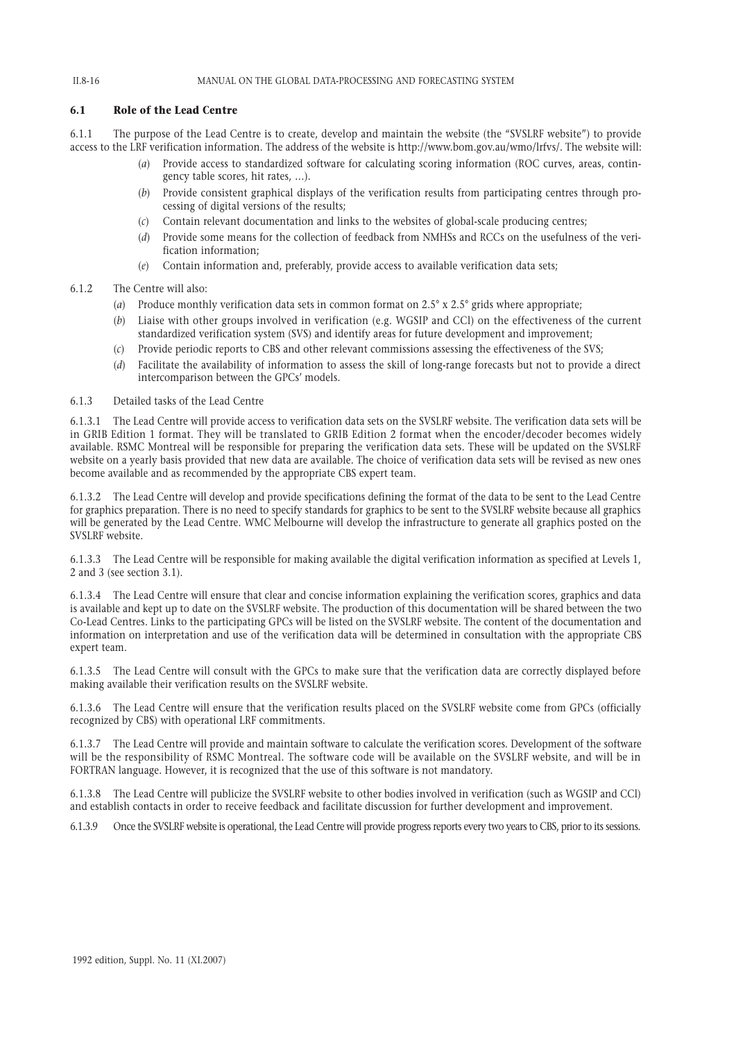### 6.1 Role of the Lead Centre

6.1.1 The purpose of the Lead Centre is to create, develop and maintain the website (the "SVSLRF website") to provide access to the LRF verification information. The address of the website is http://www.bom.gov.au/wmo/lrfvs/. The website will:

(*a*) Provide access to standardized software for calculating scoring information (ROC curves, areas, contingency table scores, hit rates, ...).

(*b*) Provide consistent graphical displays of the verification results from participating centres through processing of digital versions of the results;

(*c*) Contain relevant documentation and links to the websites of global-scale producing centres;

(*d*) Provide some means for the collection of feedback from NMHSs and RCCs on the usefulness of the verification information;

(*e*) Contain information and, preferably, provide access to available verification data sets;

6.1.2 The Centre will also:

(*a*) Produce monthly verification data sets in common format on 2.5° x 2.5° grids where appropriate;

(*b*) Liaise with other groups involved in verification (e.g. WGSIP and CCl) on the effectiveness of the current standardized verification system (SVS) and identify areas for future development and improvement;

(*c*) Provide periodic reports to CBS and other relevant commissions assessing the effectiveness of the SVS;

(*d*) Facilitate the availability of information to assess the skill of long-range forecasts but not to provide a direct intercomparison between the GPCs' models.

6.1.3 Detailed tasks of the Lead Centre

6.1.3.1 The Lead Centre will provide access to verification data sets on the SVSLRF website. The verification data sets will be in GRIB Edition 1 format. They will be translated to GRIB Edition 2 format when the encoder/decoder becomes widely available. RSMC Montreal will be responsible for preparing the verification data sets. These will be updated on the SVSLRF website on a yearly basis provided that new data are available. The choice of verification data sets will be revised as new ones become available and as recommended by the appropriate CBS expert team.

6.1.3.2 The Lead Centre will develop and provide specifications defining the format of the data to be sent to the Lead Centre for graphics preparation. There is no need to specify standards for graphics to be sent to the SVSLRF website because all graphics will be generated by the Lead Centre. WMC Melbourne will develop the infrastructure to generate all graphics posted on the SVSLRF website.

6.1.3.3 The Lead Centre will be responsible for making available the digital verification information as specified at Levels 1, 2 and 3 (see section 3.1).

6.1.3.4 The Lead Centre will ensure that clear and concise information explaining the verification scores, graphics and data is available and kept up to date on the SVSLRF website. The production of this documentation will be shared between the two Co-Lead Centres. Links to the participating GPCs will be listed on the SVSLRF website. The content of the documentation and information on interpretation and use of the verification data will be determined in consultation with the appropriate CBS expert team.

6.1.3.5 The Lead Centre will consult with the GPCs to make sure that the verification data are correctly displayed before making available their verification results on the SVSLRF website.

6.1.3.6 The Lead Centre will ensure that the verification results placed on the SVSLRF website come from GPCs (officially recognized by CBS) with operational LRF commitments.

6.1.3.7 The Lead Centre will provide and maintain software to calculate the verification scores. Development of the software will be the responsibility of RSMC Montreal. The software code will be available on the SVSLRF website, and will be in FORTRAN language. However, it is recognized that the use of this software is not mandatory.

6.1.3.8 The Lead Centre will publicize the SVSLRF website to other bodies involved in verification (such as WGSIP and CCl) and establish contacts in order to receive feedback and facilitate discussion for further development and improvement.

6.1.3.9 Once the SVSLRF website is operational, the Lead Centre will provide progress reports every two years to CBS, prior to its sessions.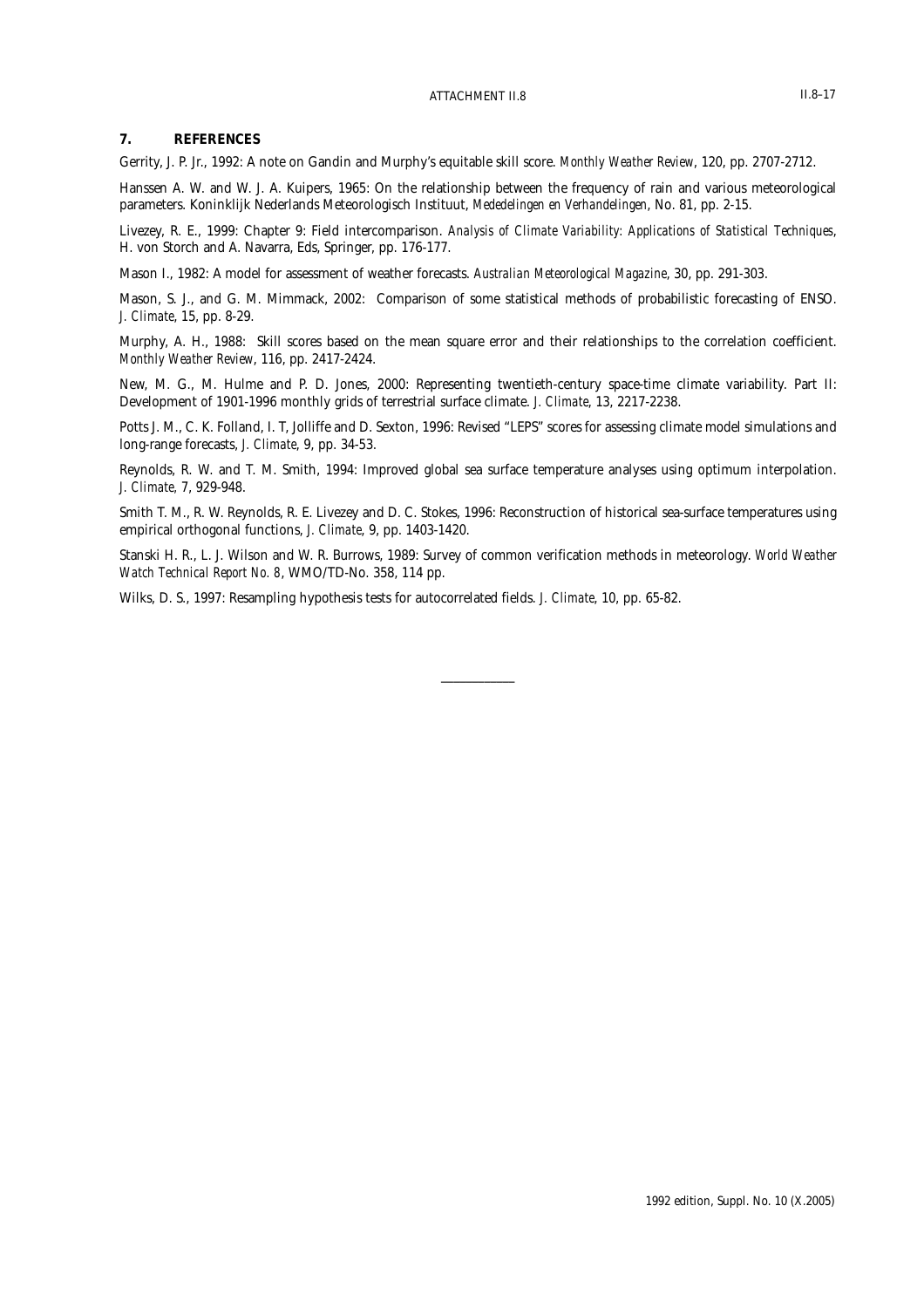## 7. REFERENCES

Gerrity, J. P. Jr., 1992: A note on Gandin and Murphy's equitable skill score. *Monthly Weather Review*, 120, pp. 2707-2712.

Hanssen A. W. and W. J. A. Kuipers, 1965: On the relationship between the frequency of rain and various meteorological parameters. Koninklijk Nederlands Meteorologisch Instituut, *Mededelingen en Verhandelingen*, No. 81, pp. 2-15.

Livezey, R. E., 1999: Chapter 9: Field intercomparison. *Analysis of Climate Variability: Applications of Statistical Techniques*, H. von Storch and A. Navarra, Eds, Springer, pp. 176-177.

Mason I., 1982: A model for assessment of weather forecasts. *Australian Meteorological Magazine*, 30, pp. 291-303.

Mason, S. J., and G. M. Mimmack, 2002: Comparison of some statistical methods of probabilistic forecasting of ENSO. *J. Climate*, 15, pp. 8-29.

Murphy, A. H., 1988: Skill scores based on the mean square error and their relationships to the correlation coefficient. *Monthly Weather Review*, 116, pp. 2417-2424.

New, M. G., M. Hulme and P. D. Jones, 2000: Representing twentieth-century space-time climate variability. Part II: Development of 1901-1996 monthly grids of terrestrial surface climate. *J. Climate*, 13, 2217-2238.

Potts J. M., C. K. Folland, I. T, Jolliffe and D. Sexton, 1996: Revised "LEPS" scores for assessing climate model simulations and long-range forecasts, *J. Climate*, 9, pp. 34-53.

Reynolds, R. W. and T. M. Smith, 1994: Improved global sea surface temperature analyses using optimum interpolation. *J. Climate*, 7, 929-948.

Smith T. M., R. W. Reynolds, R. E. Livezey and D. C. Stokes, 1996: Reconstruction of historical sea-surface temperatures using empirical orthogonal functions, *J. Climate*, 9, pp. 1403-1420.

Stanski H. R., L. J. Wilson and W. R. Burrows, 1989: Survey of common verification methods in meteorology. *World Weather Watch Technical Report No. 8*, WMO/TD-No. 358, 114 pp.

Wilks, D. S., 1997: Resampling hypothesis tests for autocorrelated fields. *J. Climate*, 10, pp. 65-82.

---